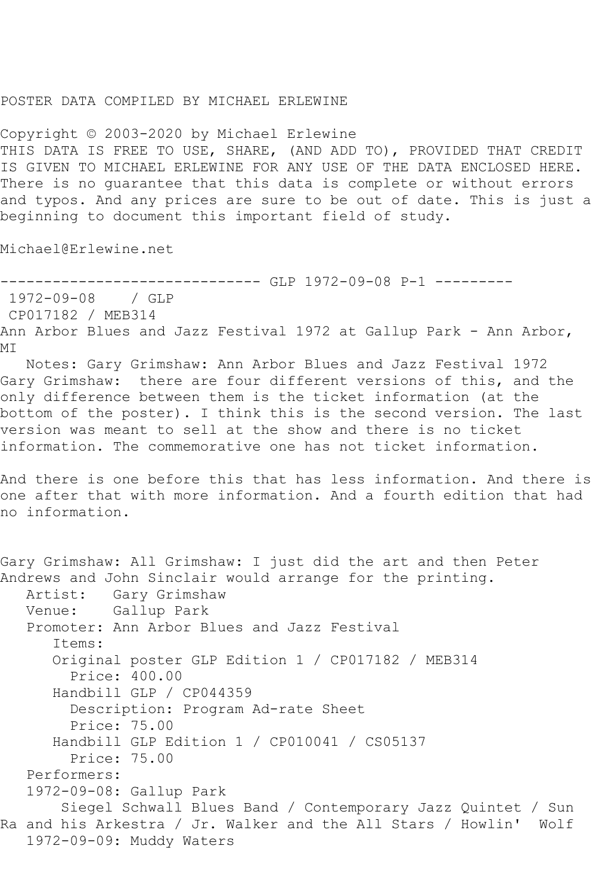POSTER DATA COMPILED BY MICHAEL ERLEWINE

Copyright © 2003-2020 by Michael Erlewine
THIS DATA IS FREE TO USE, SHARE, (AND ADD TO), PROVIDED THAT CREDIT IS GIVEN TO MICHAEL ERLEWINE FOR ANY USE OF THE DATA ENCLOSED HERE. There is no guarantee that this data is complete or without errors and typos. And any prices are sure to be out of date. This is just a beginning to document this important field of study.

Michael@Erlewine.net

------------------------------ GLP 1972-09-08 P-1 ---------

1972-09-08 / GLP
CP017182 / MEB314

Ann Arbor Blues and Jazz Festival 1972 at Gallup Park - Ann Arbor, MI

Notes: Gary Grimshaw: Ann Arbor Blues and Jazz Festival 1972
Gary Grimshaw: there are four different versions of this, and the only difference between them is the ticket information (at the bottom of the poster). I think this is the second version. The last version was meant to sell at the show and there is no ticket information. The commemorative one has not ticket information.

And there is one before this that has less information. And there is one after that with more information. And a fourth edition that had no information.

Gary Grimshaw: All Grimshaw: I just did the art and then Peter Andrews and John Sinclair would arrange for the printing.

Artist: Gary Grimshaw
Venue: Gallup Park
Promoter: Ann Arbor Blues and Jazz Festival
Items:
- Original poster GLP Edition 1 / CP017182 / MEB314
  - Price: 400.00
- Handbill GLP / CP044359
  - Description: Program Ad-rate Sheet
  - Price: 75.00
- Handbill GLP Edition 1 / CP010041 / CS05137
  - Price: 75.00

Performers:
1972-09-08: Gallup Park
Siegel Schwall Blues Band / Contemporary Jazz Quintet / Sun Ra and his Arkestra / Jr. Walker and the All Stars / Howlin' Wolf
1972-09-09: Muddy Waters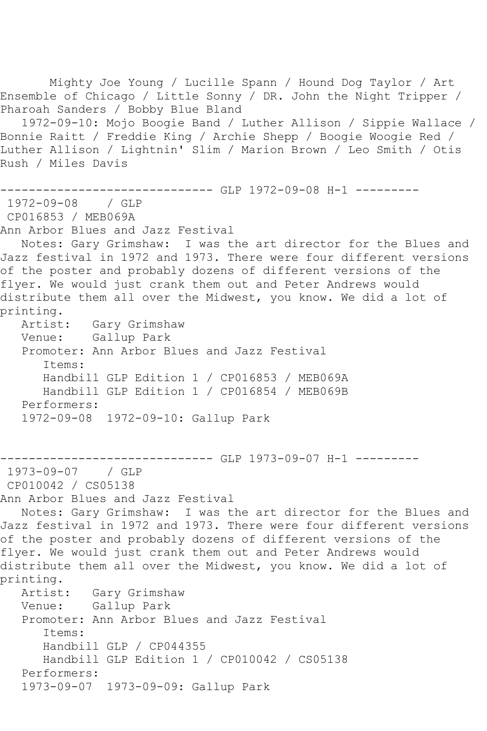Mighty Joe Young / Lucille Spann / Hound Dog Taylor / Art Ensemble of Chicago / Little Sonny / DR. John the Night Tripper / Pharoah Sanders / Bobby Blue Bland
1972-09-10: Mojo Boogie Band / Luther Allison / Sippie Wallace / Bonnie Raitt / Freddie King / Archie Shepp / Boogie Woogie Red / Luther Allison / Lightnin' Slim / Marion Brown / Leo Smith / Otis Rush / Miles Davis

------------------------------ GLP 1972-09-08 H-1 ---------

1972-09-08 / GLP
CP016853 / MEB069A
Ann Arbor Blues and Jazz Festival

Notes: Gary Grimshaw: I was the art director for the Blues and Jazz festival in 1972 and 1973. There were four different versions of the poster and probably dozens of different versions of the flyer. We would just crank them out and Peter Andrews would distribute them all over the Midwest, you know. We did a lot of printing.

Artist: Gary Grimshaw
Venue: Gallup Park
Promoter: Ann Arbor Blues and Jazz Festival

Items:
Handbill GLP Edition 1 / CP016853 / MEB069A
Handbill GLP Edition 1 / CP016854 / MEB069B

Performers:
1972-09-08 1972-09-10: Gallup Park

------------------------------ GLP 1973-09-07 H-1 ---------

1973-09-07 / GLP
CP010042 / CS05138
Ann Arbor Blues and Jazz Festival

Notes: Gary Grimshaw: I was the art director for the Blues and Jazz festival in 1972 and 1973. There were four different versions of the poster and probably dozens of different versions of the flyer. We would just crank them out and Peter Andrews would distribute them all over the Midwest, you know. We did a lot of printing.

Artist: Gary Grimshaw
Venue: Gallup Park
Promoter: Ann Arbor Blues and Jazz Festival

Items:
Handbill GLP / CP044355
Handbill GLP Edition 1 / CP010042 / CS05138

Performers:
1973-09-07 1973-09-09: Gallup Park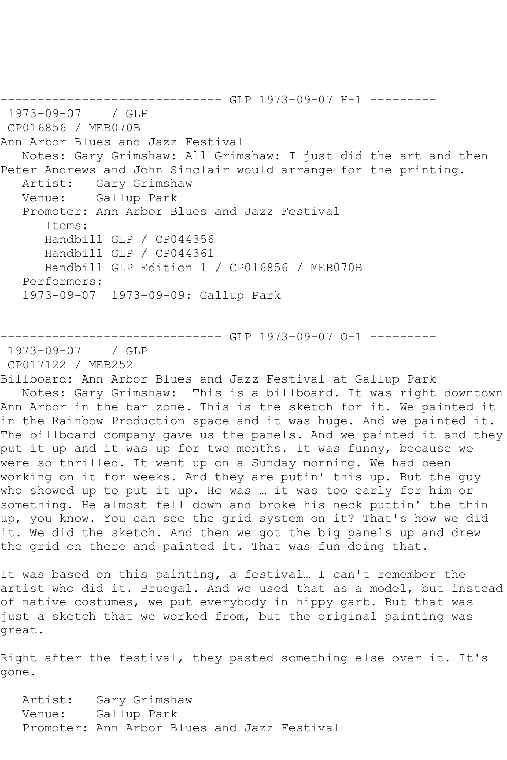------------------------------ GLP 1973-09-07 H-1 ---------

1973-09-07 / GLP

CP016856 / MEB070B

Ann Arbor Blues and Jazz Festival

Notes: Gary Grimshaw: All Grimshaw: I just did the art and then Peter Andrews and John Sinclair would arrange for the printing.

Artist: Gary Grimshaw

Venue: Gallup Park

Promoter: Ann Arbor Blues and Jazz Festival

Items:

Handbill GLP / CP044356

Handbill GLP / CP044361

Handbill GLP Edition 1 / CP016856 / MEB070B

Performers:

1973-09-07 1973-09-09: Gallup Park

------------------------------ GLP 1973-09-07 O-1 ---------

1973-09-07 / GLP

CP017122 / MEB252

Billboard: Ann Arbor Blues and Jazz Festival at Gallup Park

Notes: Gary Grimshaw: This is a billboard. It was right downtown Ann Arbor in the bar zone. This is the sketch for it. We painted it in the Rainbow Production space and it was huge. And we painted it. The billboard company gave us the panels. And we painted it and they put it up and it was up for two months. It was funny, because we were so thrilled. It went up on a Sunday morning. We had been working on it for weeks. And they are putin' this up. But the guy who showed up to put it up. He was … it was too early for him or something. He almost fell down and broke his neck puttin' the thin up, you know. You can see the grid system on it? That's how we did it. We did the sketch. And then we got the big panels up and drew the grid on there and painted it. That was fun doing that.

It was based on this painting, a festival… I can't remember the artist who did it. Bruegal. And we used that as a model, but instead of native costumes, we put everybody in hippy garb. But that was just a sketch that we worked from, but the original painting was great.

Right after the festival, they pasted something else over it. It's gone.

Artist: Gary Grimshaw

Venue: Gallup Park

Promoter: Ann Arbor Blues and Jazz Festival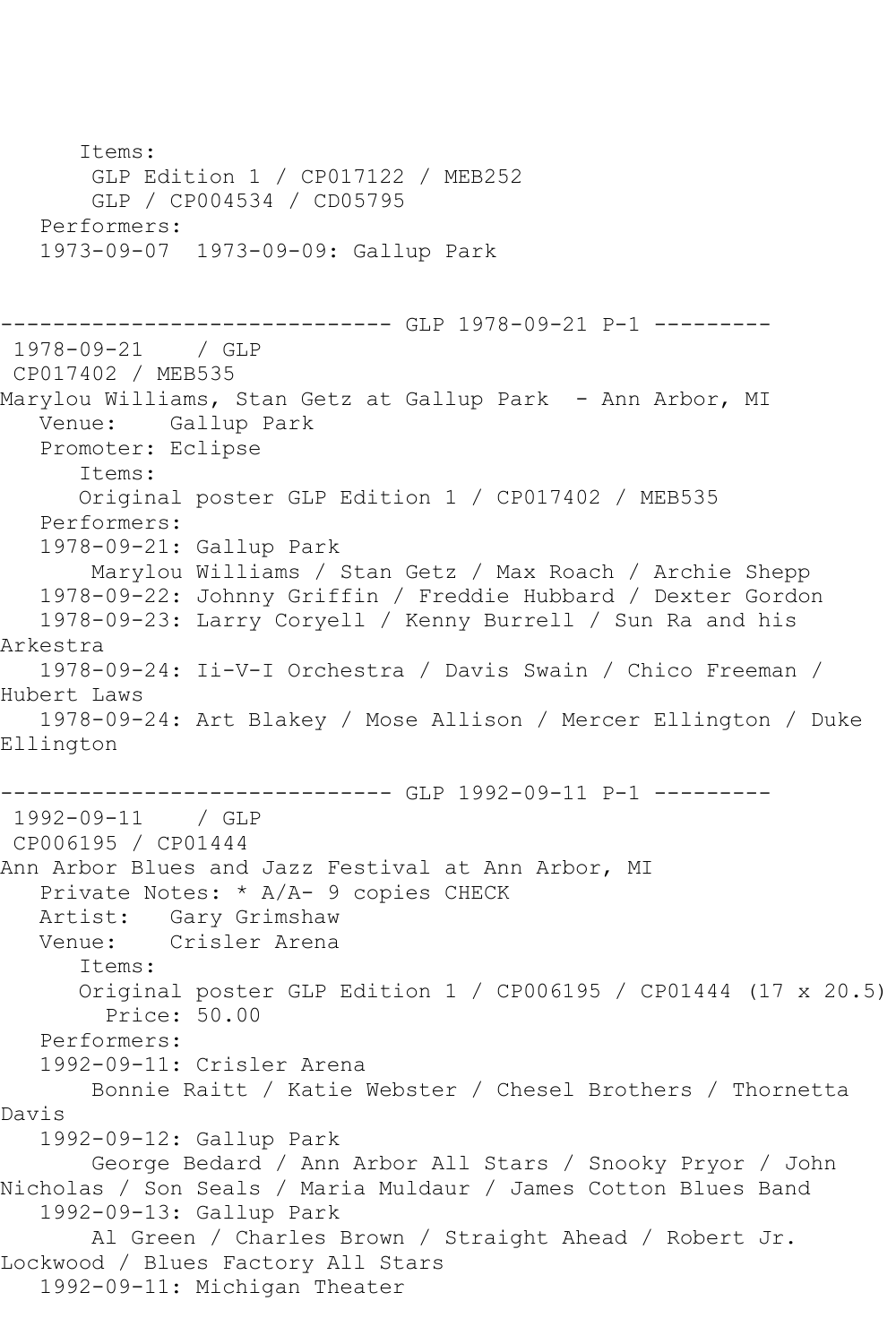Items:
 GLP Edition 1 / CP017122 / MEB252
 GLP / CP004534 / CD05795
Performers:
1973-09-07  1973-09-09: Gallup Park

------------------------------ GLP 1978-09-21 P-1 ---------

1978-09-21    / GLP
CP017402 / MEB535
Marylou Williams, Stan Getz at Gallup Park  - Ann Arbor, MI
Venue:    Gallup Park
Promoter: Eclipse
Items:
Original poster GLP Edition 1 / CP017402 / MEB535
Performers:
1978-09-21: Gallup Park
 Marylou Williams / Stan Getz / Max Roach / Archie Shepp
1978-09-22: Johnny Griffin / Freddie Hubbard / Dexter Gordon
1978-09-23: Larry Coryell / Kenny Burrell / Sun Ra and his Arkestra
1978-09-24: Ii-V-I Orchestra / Davis Swain / Chico Freeman / Hubert Laws
1978-09-24: Art Blakey / Mose Allison / Mercer Ellington / Duke Ellington

------------------------------ GLP 1992-09-11 P-1 ---------

1992-09-11    / GLP
CP006195 / CP01444
Ann Arbor Blues and Jazz Festival at Ann Arbor, MI
Private Notes: * A/A- 9 copies CHECK
Artist:   Gary Grimshaw
Venue:    Crisler Arena
Items:
Original poster GLP Edition 1 / CP006195 / CP01444 (17 x 20.5)
 Price: 50.00
Performers:
1992-09-11: Crisler Arena
 Bonnie Raitt / Katie Webster / Chesel Brothers / Thornetta Davis
1992-09-12: Gallup Park
 George Bedard / Ann Arbor All Stars / Snooky Pryor / John Nicholas / Son Seals / Maria Muldaur / James Cotton Blues Band
1992-09-13: Gallup Park
 Al Green / Charles Brown / Straight Ahead / Robert Jr. Lockwood / Blues Factory All Stars
1992-09-11: Michigan Theater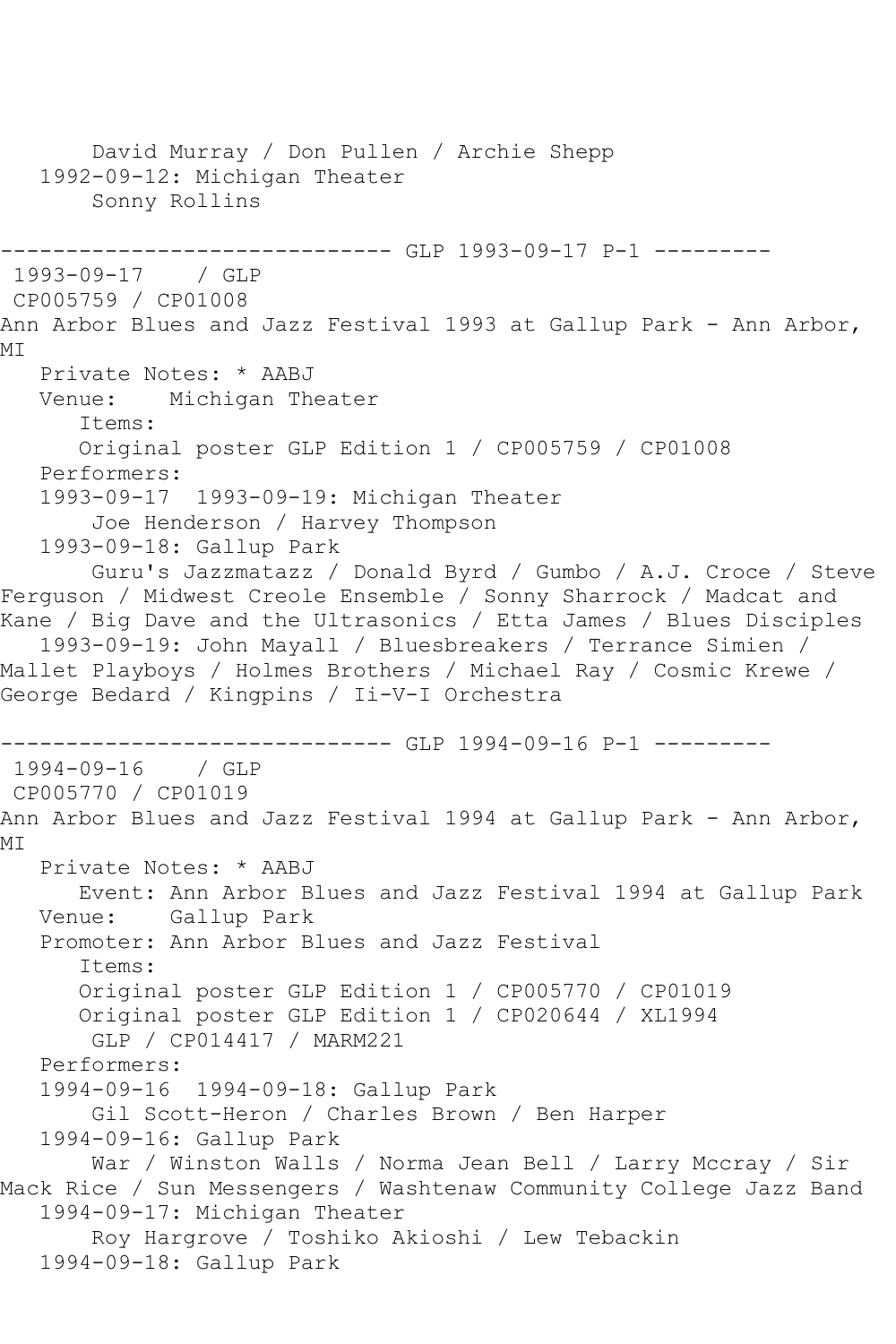David Murray / Don Pullen / Archie Shepp
   1992-09-12: Michigan Theater
        Sonny Rollins

------------------------------ GLP 1993-09-17 P-1 ---------
 1993-09-17    / GLP
 CP005759 / CP01008
Ann Arbor Blues and Jazz Festival 1993 at Gallup Park - Ann Arbor, MI
   Private Notes: * AABJ
   Venue:    Michigan Theater
      Items:
      Original poster GLP Edition 1 / CP005759 / CP01008
   Performers:
   1993-09-17  1993-09-19: Michigan Theater
        Joe Henderson / Harvey Thompson
   1993-09-18: Gallup Park
        Guru's Jazzmatazz / Donald Byrd / Gumbo / A.J. Croce / Steve Ferguson / Midwest Creole Ensemble / Sonny Sharrock / Madcat and Kane / Big Dave and the Ultrasonics / Etta James / Blues Disciples
   1993-09-19: John Mayall / Bluesbreakers / Terrance Simien / Mallet Playboys / Holmes Brothers / Michael Ray / Cosmic Krewe / George Bedard / Kingpins / Ii-V-I Orchestra

------------------------------ GLP 1994-09-16 P-1 ---------
 1994-09-16    / GLP
 CP005770 / CP01019
Ann Arbor Blues and Jazz Festival 1994 at Gallup Park - Ann Arbor, MI
   Private Notes: * AABJ
      Event: Ann Arbor Blues and Jazz Festival 1994 at Gallup Park
   Venue:    Gallup Park
   Promoter: Ann Arbor Blues and Jazz Festival
      Items:
      Original poster GLP Edition 1 / CP005770 / CP01019
      Original poster GLP Edition 1 / CP020644 / XL1994
       GLP / CP014417 / MARM221
   Performers:
   1994-09-16  1994-09-18: Gallup Park
        Gil Scott-Heron / Charles Brown / Ben Harper
   1994-09-16: Gallup Park
        War / Winston Walls / Norma Jean Bell / Larry Mccray / Sir Mack Rice / Sun Messengers / Washtenaw Community College Jazz Band
   1994-09-17: Michigan Theater
        Roy Hargrove / Toshiko Akioshi / Lew Tebackin
   1994-09-18: Gallup Park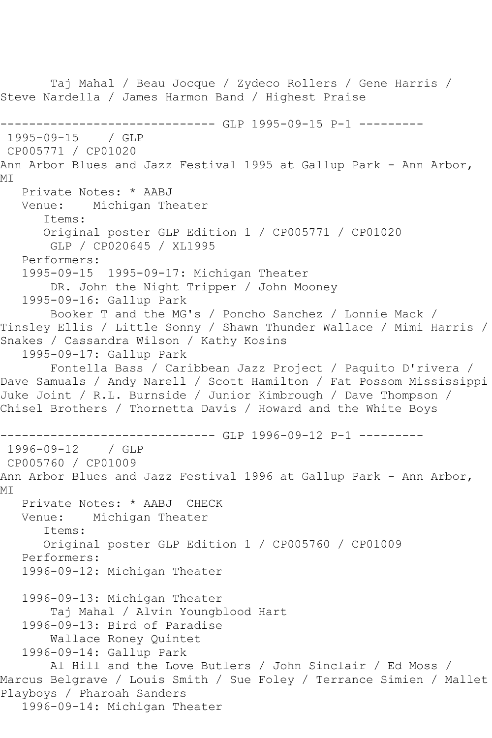Taj Mahal / Beau Jocque / Zydeco Rollers / Gene Harris / Steve Nardella / James Harmon Band / Highest Praise

------------------------------ GLP 1995-09-15 P-1 ---------

1995-09-15 / GLP
CP005771 / CP01020
Ann Arbor Blues and Jazz Festival 1995 at Gallup Park - Ann Arbor, MI

Private Notes: * AABJ
Venue: Michigan Theater
Items:
Original poster GLP Edition 1 / CP005771 / CP01020
GLP / CP020645 / XL1995
Performers:
1995-09-15 1995-09-17: Michigan Theater
DR. John the Night Tripper / John Mooney
1995-09-16: Gallup Park
Booker T and the MG's / Poncho Sanchez / Lonnie Mack / Tinsley Ellis / Little Sonny / Shawn Thunder Wallace / Mimi Harris / Snakes / Cassandra Wilson / Kathy Kosins
1995-09-17: Gallup Park
Fontella Bass / Caribbean Jazz Project / Paquito D'rivera / Dave Samuals / Andy Narell / Scott Hamilton / Fat Possom Mississippi Juke Joint / R.L. Burnside / Junior Kimbrough / Dave Thompson / Chisel Brothers / Thornetta Davis / Howard and the White Boys

------------------------------ GLP 1996-09-12 P-1 ---------

1996-09-12 / GLP
CP005760 / CP01009
Ann Arbor Blues and Jazz Festival 1996 at Gallup Park - Ann Arbor, MI

Private Notes: * AABJ CHECK
Venue: Michigan Theater
Items:
Original poster GLP Edition 1 / CP005760 / CP01009
Performers:
1996-09-12: Michigan Theater

1996-09-13: Michigan Theater
Taj Mahal / Alvin Youngblood Hart
1996-09-13: Bird of Paradise
Wallace Roney Quintet
1996-09-14: Gallup Park
Al Hill and the Love Butlers / John Sinclair / Ed Moss / Marcus Belgrave / Louis Smith / Sue Foley / Terrance Simien / Mallet Playboys / Pharoah Sanders
1996-09-14: Michigan Theater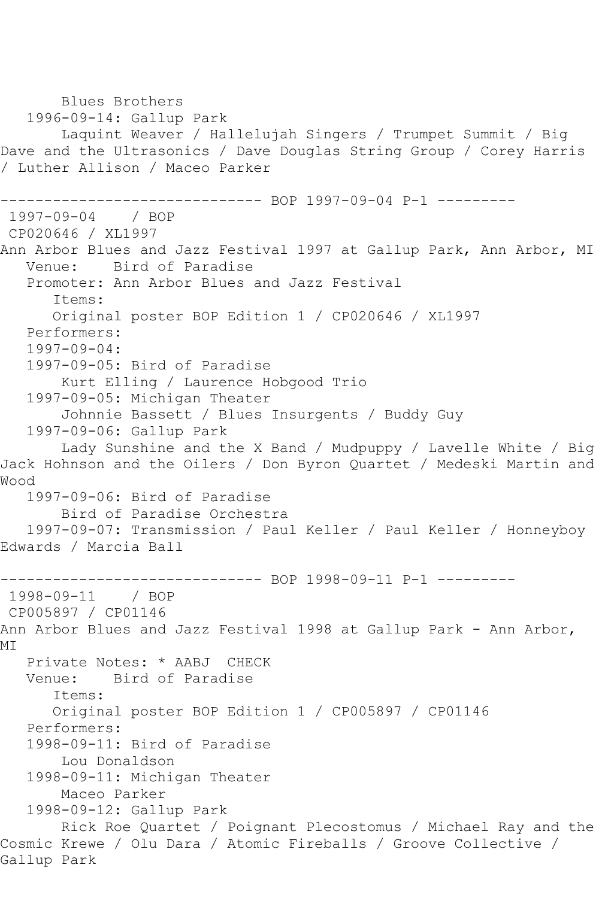Blues Brothers
1996-09-14: Gallup Park
Laquint Weaver / Hallelujah Singers / Trumpet Summit / Big Dave and the Ultrasonics / Dave Douglas String Group / Corey Harris / Luther Allison / Maceo Parker

------------------------------ BOP 1997-09-04 P-1 ---------

1997-09-04 / BOP
CP020646 / XL1997
Ann Arbor Blues and Jazz Festival 1997 at Gallup Park, Ann Arbor, MI
Venue: Bird of Paradise
Promoter: Ann Arbor Blues and Jazz Festival
Items:
Original poster BOP Edition 1 / CP020646 / XL1997
Performers:
1997-09-04:
1997-09-05: Bird of Paradise
Kurt Elling / Laurence Hobgood Trio
1997-09-05: Michigan Theater
Johnnie Bassett / Blues Insurgents / Buddy Guy
1997-09-06: Gallup Park
Lady Sunshine and the X Band / Mudpuppy / Lavelle White / Big Jack Hohnson and the Oilers / Don Byron Quartet / Medeski Martin and Wood
1997-09-06: Bird of Paradise
Bird of Paradise Orchestra
1997-09-07: Transmission / Paul Keller / Paul Keller / Honneyboy Edwards / Marcia Ball

------------------------------ BOP 1998-09-11 P-1 ---------

1998-09-11 / BOP
CP005897 / CP01146
Ann Arbor Blues and Jazz Festival 1998 at Gallup Park - Ann Arbor, MI
Private Notes: * AABJ CHECK
Venue: Bird of Paradise
Items:
Original poster BOP Edition 1 / CP005897 / CP01146
Performers:
1998-09-11: Bird of Paradise
Lou Donaldson
1998-09-11: Michigan Theater
Maceo Parker
1998-09-12: Gallup Park
Rick Roe Quartet / Poignant Plecostomus / Michael Ray and the Cosmic Krewe / Olu Dara / Atomic Fireballs / Groove Collective / Gallup Park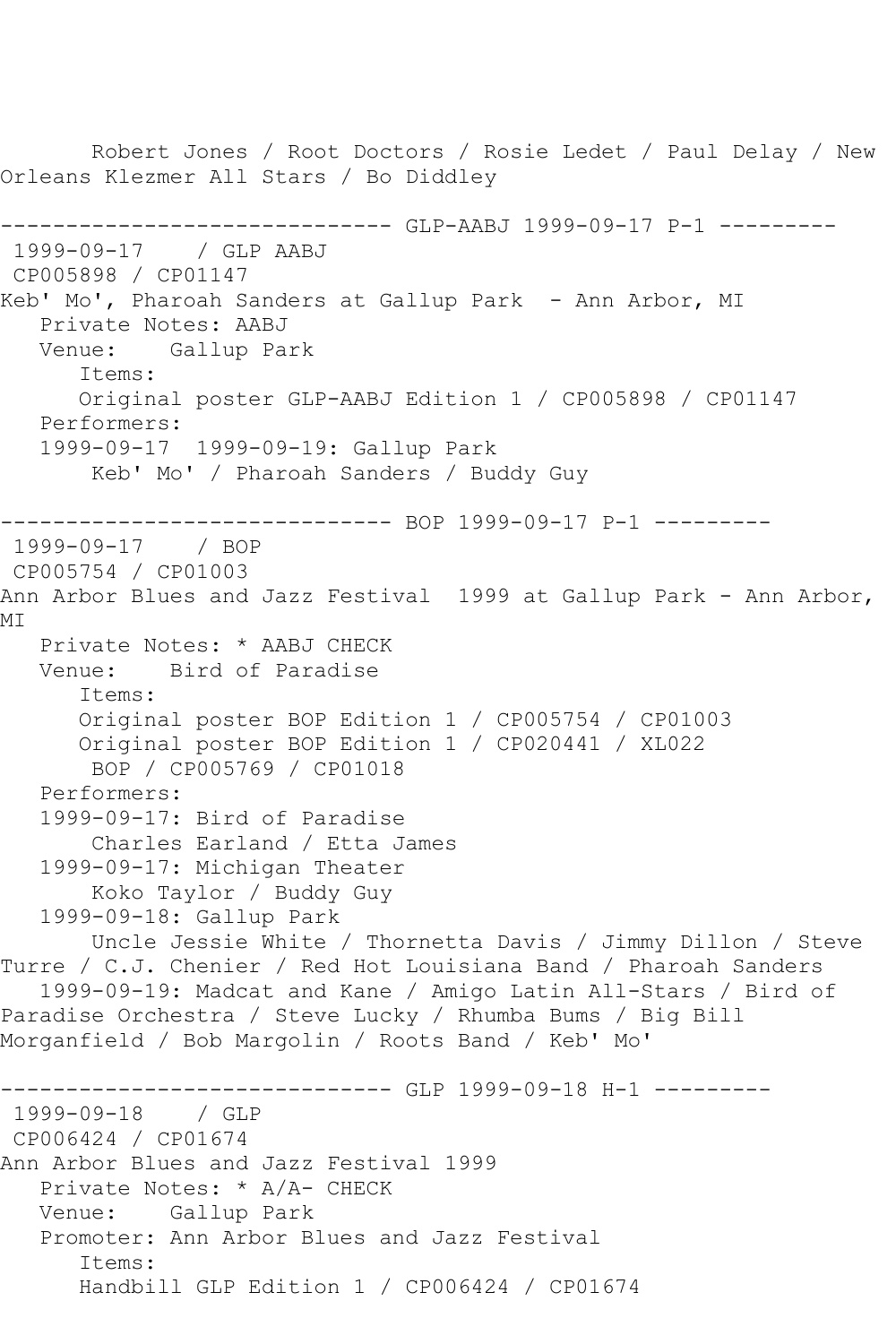Robert Jones / Root Doctors / Rosie Ledet / Paul Delay / New Orleans Klezmer All Stars / Bo Diddley

------------------------------ GLP-AABJ 1999-09-17 P-1 ---------

1999-09-17 / GLP AABJ
CP005898 / CP01147
Keb' Mo', Pharoah Sanders at Gallup Park - Ann Arbor, MI
Private Notes: AABJ
Venue: Gallup Park
Items:
Original poster GLP-AABJ Edition 1 / CP005898 / CP01147
Performers:
1999-09-17 1999-09-19: Gallup Park
Keb' Mo' / Pharoah Sanders / Buddy Guy

------------------------------ BOP 1999-09-17 P-1 ---------

1999-09-17 / BOP
CP005754 / CP01003
Ann Arbor Blues and Jazz Festival 1999 at Gallup Park - Ann Arbor, MI
Private Notes: * AABJ CHECK
Venue: Bird of Paradise
Items:
Original poster BOP Edition 1 / CP005754 / CP01003
Original poster BOP Edition 1 / CP020441 / XL022
BOP / CP005769 / CP01018
Performers:
1999-09-17: Bird of Paradise
Charles Earland / Etta James
1999-09-17: Michigan Theater
Koko Taylor / Buddy Guy
1999-09-18: Gallup Park
Uncle Jessie White / Thornetta Davis / Jimmy Dillon / Steve Turre / C.J. Chenier / Red Hot Louisiana Band / Pharoah Sanders
1999-09-19: Madcat and Kane / Amigo Latin All-Stars / Bird of Paradise Orchestra / Steve Lucky / Rhumba Bums / Big Bill Morganfield / Bob Margolin / Roots Band / Keb' Mo'

------------------------------ GLP 1999-09-18 H-1 ---------

1999-09-18 / GLP
CP006424 / CP01674
Ann Arbor Blues and Jazz Festival 1999
Private Notes: * A/A- CHECK
Venue: Gallup Park
Promoter: Ann Arbor Blues and Jazz Festival
Items:
Handbill GLP Edition 1 / CP006424 / CP01674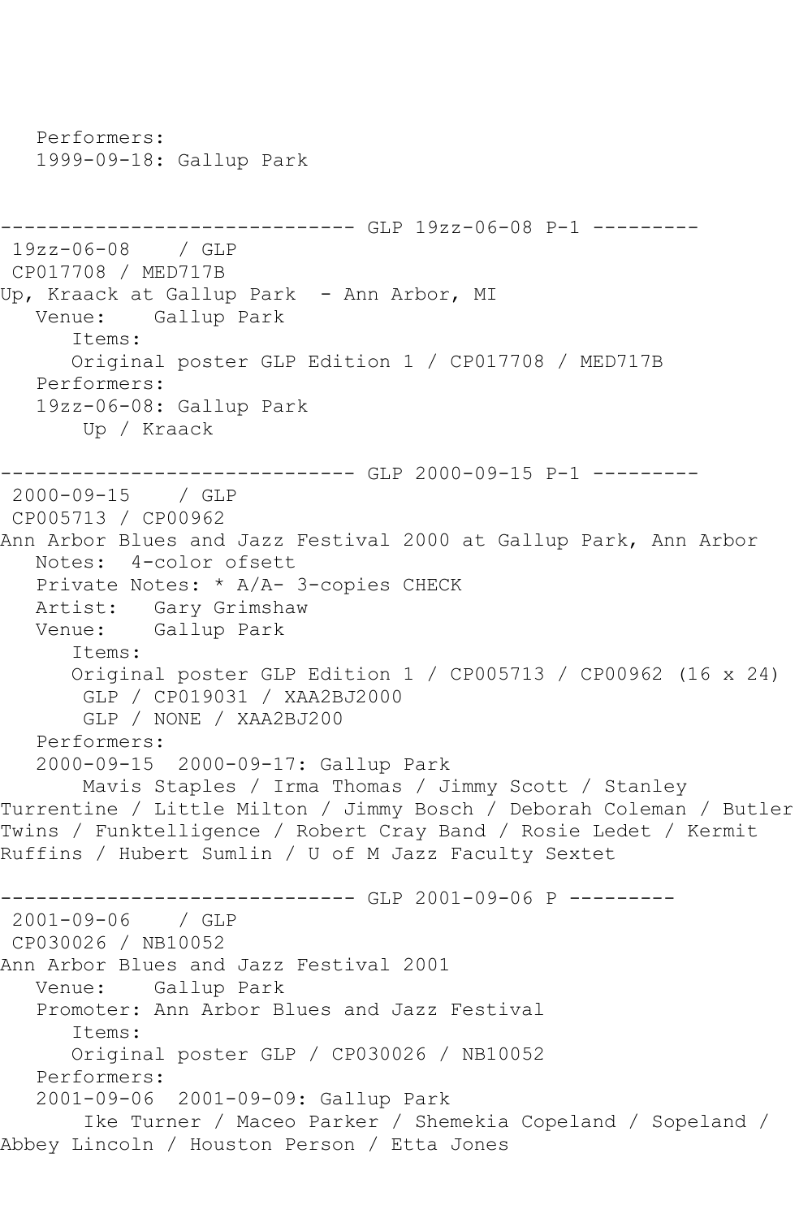Performers:
1999-09-18: Gallup Park

------------------------------ GLP 19zz-06-08 P-1 ---------

19zz-06-08 / GLP
CP017708 / MED717B
Up, Kraack at Gallup Park - Ann Arbor, MI
Venue: Gallup Park
Items:
Original poster GLP Edition 1 / CP017708 / MED717B
Performers:
19zz-06-08: Gallup Park
Up / Kraack

------------------------------ GLP 2000-09-15 P-1 ---------

2000-09-15 / GLP
CP005713 / CP00962
Ann Arbor Blues and Jazz Festival 2000 at Gallup Park, Ann Arbor
Notes: 4-color ofsett
Private Notes: * A/A- 3-copies CHECK
Artist: Gary Grimshaw
Venue: Gallup Park
Items:
Original poster GLP Edition 1 / CP005713 / CP00962 (16 x 24)
GLP / CP019031 / XAA2BJ2000
GLP / NONE / XAA2BJ200
Performers:
2000-09-15 2000-09-17: Gallup Park
Mavis Staples / Irma Thomas / Jimmy Scott / Stanley Turrentine / Little Milton / Jimmy Bosch / Deborah Coleman / Butler Twins / Funktelligence / Robert Cray Band / Rosie Ledet / Kermit Ruffins / Hubert Sumlin / U of M Jazz Faculty Sextet

------------------------------ GLP 2001-09-06 P ---------

2001-09-06 / GLP
CP030026 / NB10052
Ann Arbor Blues and Jazz Festival 2001
Venue: Gallup Park
Promoter: Ann Arbor Blues and Jazz Festival
Items:
Original poster GLP / CP030026 / NB10052
Performers:
2001-09-06 2001-09-09: Gallup Park
Ike Turner / Maceo Parker / Shemekia Copeland / Sopeland / Abbey Lincoln / Houston Person / Etta Jones